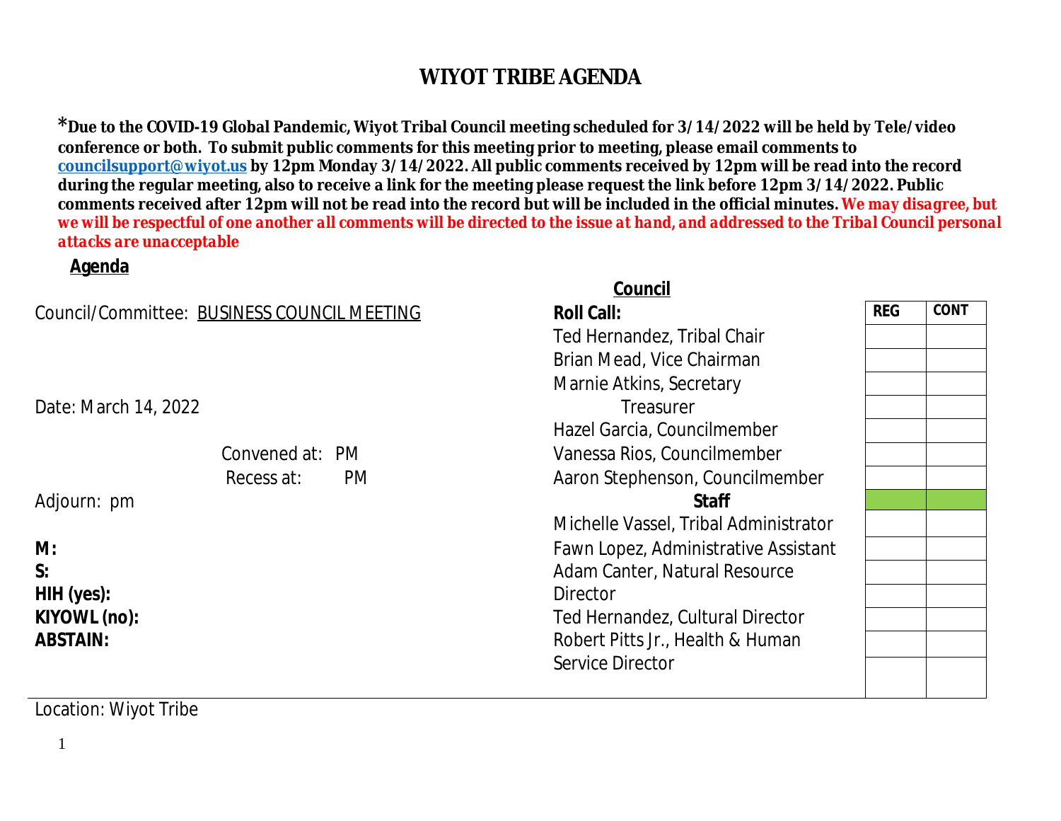# WIYOT TRIBE AGENDA

***Due to the COVID-19 Global Pandemic, Wiyot Tribal Council meeting scheduled for 3/14/2022 will be held by Tele/video conference or both. To submit public comments for this meeting prior to meeting, please email comments to councilsupport@wiyot.us by 12pm Monday 3/14/2022. All public comments received by 12pm will be read into the record during the regular meeting, also to receive a link for the meeting please request the link before 12pm 3/14/2022. Public comments received after 12pm will not be read into the record but will be included in the official minutes.** ***We may disagree, but we will be respectful of one another all comments will be directed to the issue at hand, and addressed to the Tribal Council personal attacks are unacceptable***

**Agenda**

Council/Committee: BUSINESS COUNCIL MEETING

Date: March 14, 2022

Convened at: PM

Recess at: PM

Adjourn: pm

**M:**

**S:**

**HIH (yes):**

**KIYOWL (no):**

**ABSTAIN:**

Location: Wiyot Tribe

**Council**

| **Roll Call:** | **REG** | **CONT** |
|---|---|---|
| Ted Hernandez, Tribal Chair | | |
| Brian Mead, Vice Chairman | | |
| Marnie Atkins, Secretary | | |
| Treasurer | | |
| Hazel Garcia, Councilmember | | |
| Vanessa Rios, Councilmember | | |
| Aaron Stephenson, Councilmember | | |
| **Staff** | | |
| Michelle Vassel, Tribal Administrator | | |
| Fawn Lopez, Administrative Assistant | | |
| Adam Canter, Natural Resource | | |
| Director | | |
| Ted Hernandez, Cultural Director | | |
| Robert Pitts Jr., Health & Human | | |
| Service Director | | |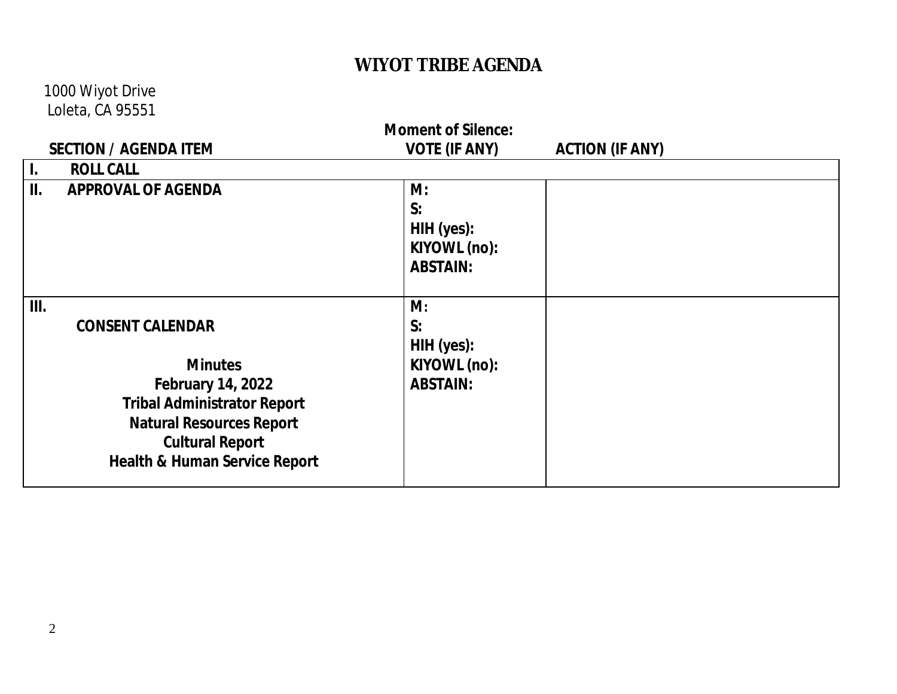# WIYOT TRIBE AGENDA

1000 Wiyot Drive
Loleta, CA 95551

**Moment of Silence:**

| SECTION / AGENDA ITEM | VOTE (IF ANY) | ACTION (IF ANY) |
|---|---|---|
| **I. ROLL CALL** | | |
| **II. APPROVAL OF AGENDA** | **M:**<br>**S:**<br>**HIH (yes):**<br>**KIYOWL (no):**<br>**ABSTAIN:** | |
| **III.**<br>**CONSENT CALENDAR**<br><br>**Minutes**<br>**February 14, 2022**<br>**Tribal Administrator Report**<br>**Natural Resources Report**<br>**Cultural Report**<br>**Health & Human Service Report** | **M:**<br>**S:**<br>**HIH (yes):**<br>**KIYOWL (no):**<br>**ABSTAIN:** | |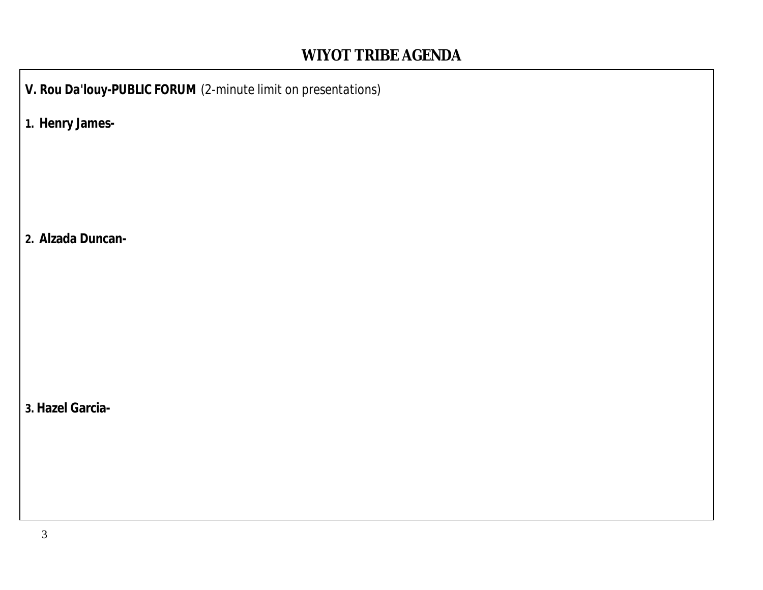# WIYOT TRIBE AGENDA

**V. Rou Da'louy-PUBLIC FORUM** (2-minute limit on presentations)

**1. Henry James-**

**2. Alzada Duncan-**

**3. Hazel Garcia-**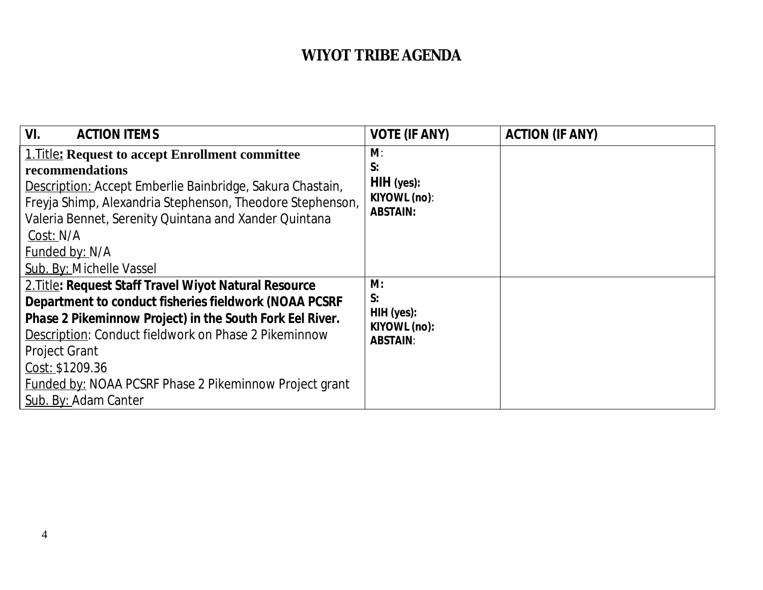# WIYOT TRIBE AGENDA

| VI. ACTION ITEMS | VOTE (IF ANY) | ACTION (IF ANY) |
|---|---|---|
| 1.Title: **Request to accept Enrollment committee recommendations**<br>Description: Accept Emberlie Bainbridge, Sakura Chastain, Freyja Shimp, Alexandria Stephenson, Theodore Stephenson, Valeria Bennet, Serenity Quintana and Xander Quintana<br>Cost: N/A<br>Funded by: N/A<br>Sub. By: Michelle Vassel | **M**:<br>**S:**<br>**HIH (yes):**<br>**KIYOWL (no)**:<br>**ABSTAIN:** | |
| 2.Title: **Request Staff Travel Wiyot Natural Resource Department to conduct fisheries fieldwork (NOAA PCSRF Phase 2 Pikeminnow Project) in the South Fork Eel River.**<br>Description: Conduct fieldwork on Phase 2 Pikeminnow Project Grant<br>Cost: $1209.36<br>Funded by: NOAA PCSRF Phase 2 Pikeminnow Project grant<br>Sub. By: Adam Canter | **M:**<br>**S:**<br>**HIH (yes):**<br>**KIYOWL (no):**<br>**ABSTAIN**: | |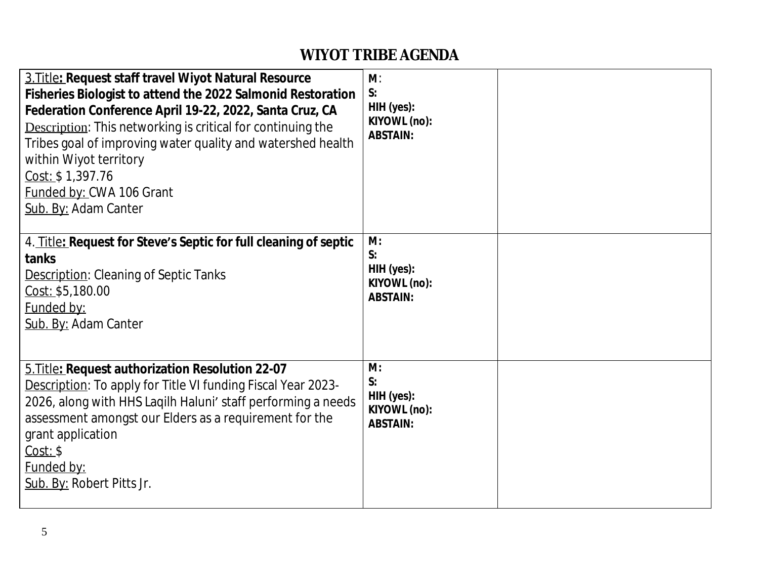# WIYOT TRIBE AGENDA

| | | |
|---|---|---|
| 3.Title: **Request staff travel Wiyot Natural Resource Fisheries Biologist to attend the 2022 Salmonid Restoration Federation Conference April 19-22, 2022, Santa Cruz, CA**<br>Description: This networking is critical for continuing the Tribes goal of improving water quality and watershed health within Wiyot territory<br>Cost: $ 1,397.76<br>Funded by: CWA 106 Grant<br>Sub. By: Adam Canter | **M**:<br>**S:**<br>**HIH (yes):**<br>**KIYOWL (no):**<br>**ABSTAIN:** | |
| 4. Title: **Request for Steve's Septic for full cleaning of septic tanks**<br>Description: Cleaning of Septic Tanks<br>Cost: $5,180.00<br>Funded by:<br>Sub. By: Adam Canter | **M:**<br>**S:**<br>**HIH (yes):**<br>**KIYOWL (no):**<br>**ABSTAIN:** | |
| 5.Title: **Request authorization Resolution 22-07**<br>Description: To apply for Title VI funding Fiscal Year 2023-2026, along with HHS Laqilh Haluni' staff performing a needs assessment amongst our Elders as a requirement for the grant application<br>Cost: $<br>Funded by:<br>Sub. By: Robert Pitts Jr. | **M:**<br>**S:**<br>**HIH (yes):**<br>**KIYOWL (no):**<br>**ABSTAIN:** | |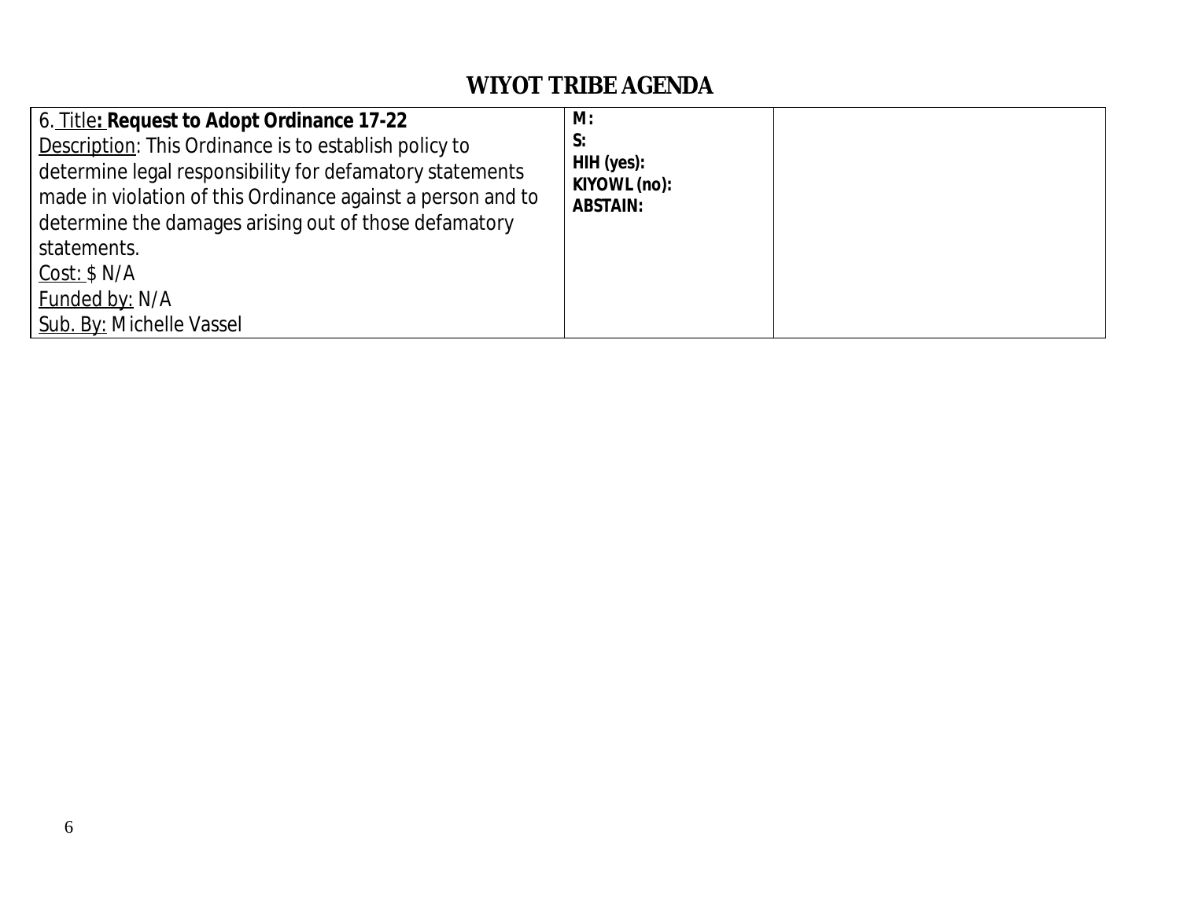# WIYOT TRIBE AGENDA

| | | |
|---|---|---|
| 6. Title**: Request to Adopt Ordinance 17-22**<br>Description: This Ordinance is to establish policy to determine legal responsibility for defamatory statements made in violation of this Ordinance against a person and to determine the damages arising out of those defamatory statements.<br>Cost: $ N/A<br>Funded by: N/A<br>Sub. By: Michelle Vassel | **M:**<br>**S:**<br>**HIH (yes):**<br>**KIYOWL (no):**<br>**ABSTAIN:** | |